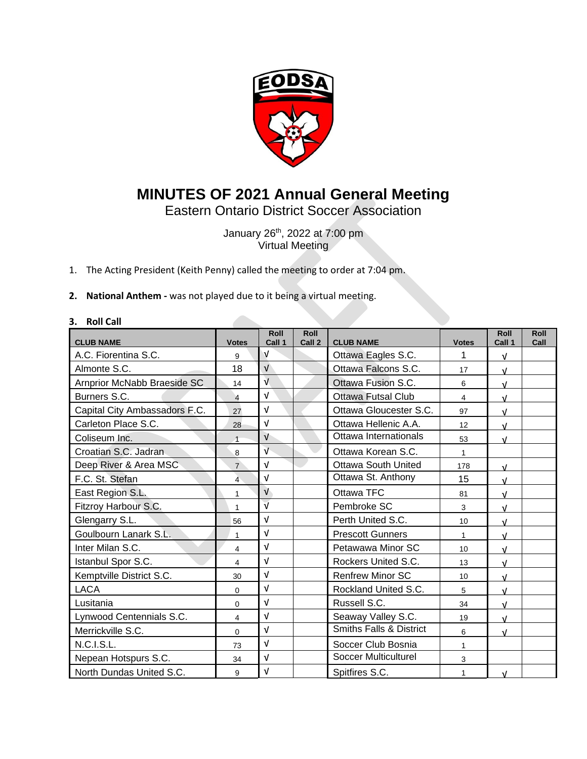# MINUTES OF 2021 Annual General Meeting

Eastern Ontario District Soccer Association

January 26th, 2022 at 7:00 pm
Virtual Meeting

1. The Acting President (Keith Penny) called the meeting to order at 7:04 pm.

2. **National Anthem -** was not played due to it being a virtual meeting.

3. **Roll Call**

| CLUB NAME | Votes | Roll Call 1 | Roll Call 2 | CLUB NAME | Votes | Roll Call 1 | Roll Call |
|---|---|---|---|---|---|---|---|
| A.C. Fiorentina S.C. | 9 | √ | | Ottawa Eagles S.C. | 1 | √ | |
| Almonte S.C. | 18 | √ | | Ottawa Falcons S.C. | 17 | √ | |
| Arnprior McNabb Braeside SC | 14 | √ | | Ottawa Fusion S.C. | 6 | √ | |
| Burners S.C. | 4 | √ | | Ottawa Futsal Club | 4 | √ | |
| Capital City Ambassadors F.C. | 27 | √ | | Ottawa Gloucester S.C. | 97 | √ | |
| Carleton Place S.C. | 28 | √ | | Ottawa Hellenic A.A. | 12 | √ | |
| Coliseum Inc. | 1 | √ | | Ottawa Internationals | 53 | √ | |
| Croatian S.C. Jadran | 8 | √ | | Ottawa Korean S.C. | 1 | | |
| Deep River & Area MSC | 7 | √ | | Ottawa South United | 178 | √ | |
| F.C. St. Stefan | 4 | √ | | Ottawa St. Anthony | 15 | √ | |
| East Region S.L. | 1 | √ | | Ottawa TFC | 81 | √ | |
| Fitzroy Harbour S.C. | 1 | √ | | Pembroke SC | 3 | √ | |
| Glengarry S.L. | 56 | √ | | Perth United S.C. | 10 | √ | |
| Goulbourn Lanark S.L. | 1 | √ | | Prescott Gunners | 1 | √ | |
| Inter Milan S.C. | 4 | √ | | Petawawa Minor SC | 10 | √ | |
| Istanbul Spor S.C. | 4 | √ | | Rockers United S.C. | 13 | √ | |
| Kemptville District S.C. | 30 | √ | | Renfrew Minor SC | 10 | √ | |
| LACA | 0 | √ | | Rockland United S.C. | 5 | √ | |
| Lusitania | 0 | √ | | Russell S.C. | 34 | √ | |
| Lynwood Centennials S.C. | 4 | √ | | Seaway Valley S.C. | 19 | √ | |
| Merrickville S.C. | 0 | √ | | Smiths Falls & District | 6 | √ | |
| N.C.I.S.L. | 73 | √ | | Soccer Club Bosnia | 1 | | |
| Nepean Hotspurs S.C. | 34 | √ | | Soccer Multiculturel | 3 | | |
| North Dundas United S.C. | 9 | √ | | Spitfires S.C. | 1 | √ | |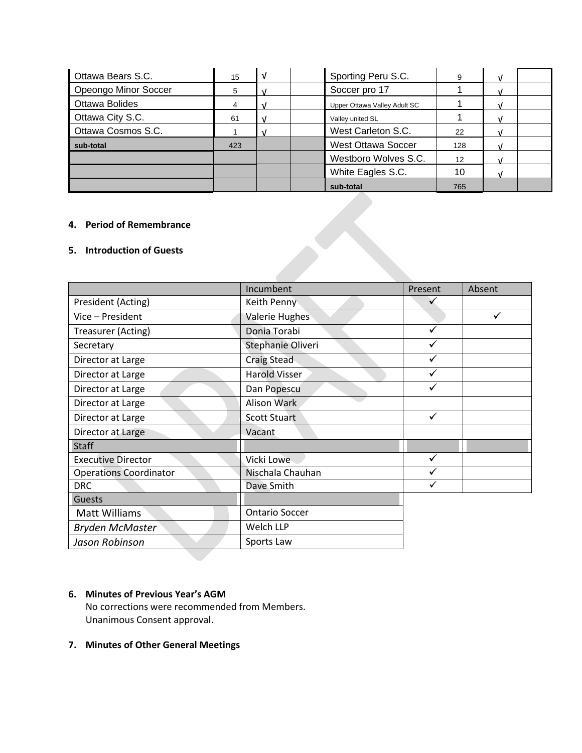| | | | | | | | |
|---|---|---|---|---|---|---|---|
| Ottawa Bears S.C. | 15 | √ | | Sporting Peru S.C. | 9 | √ | |
| Opeongo Minor Soccer | 5 | √ | | Soccer pro 17 | 1 | √ | |
| Ottawa Bolides | 4 | √ | | Upper Ottawa Valley Adult SC | 1 | √ | |
| Ottawa City S.C. | 61 | √ | | Valley united SL | 1 | √ | |
| Ottawa Cosmos S.C. | 1 | √ | | West Carleton S.C. | 22 | √ | |
| **sub-total** | 423 | | | West Ottawa Soccer | 128 | √ | |
| | | | | Westboro Wolves S.C. | 12 | √ | |
| | | | | White Eagles S.C. | 10 | √ | |
| | | | | **sub-total** | 765 | | |

**4. Period of Remembrance**

**5. Introduction of Guests**

| | Incumbent | Present | Absent |
|---|---|---|---|
| President (Acting) | Keith Penny | ✓ | |
| Vice – President | Valerie Hughes | | ✓ |
| Treasurer (Acting) | Donia Torabi | ✓ | |
| Secretary | Stephanie Oliveri | ✓ | |
| Director at Large | Craig Stead | ✓ | |
| Director at Large | Harold Visser | ✓ | |
| Director at Large | Dan Popescu | ✓ | |
| Director at Large | Alison Wark | | |
| Director at Large | Scott Stuart | ✓ | |
| Director at Large | Vacant | | |
| Staff | | | |
| Executive Director | Vicki Lowe | ✓ | |
| Operations Coordinator | Nischala Chauhan | ✓ | |
| DRC | Dave Smith | ✓ | |
| Guests | | | |
| Matt Williams | Ontario Soccer | | |
| *Bryden McMaster* | Welch LLP | | |
| *Jason Robinson* | Sports Law | | |

**6. Minutes of Previous Year's AGM**

No corrections were recommended from Members.
Unanimous Consent approval.

**7. Minutes of Other General Meetings**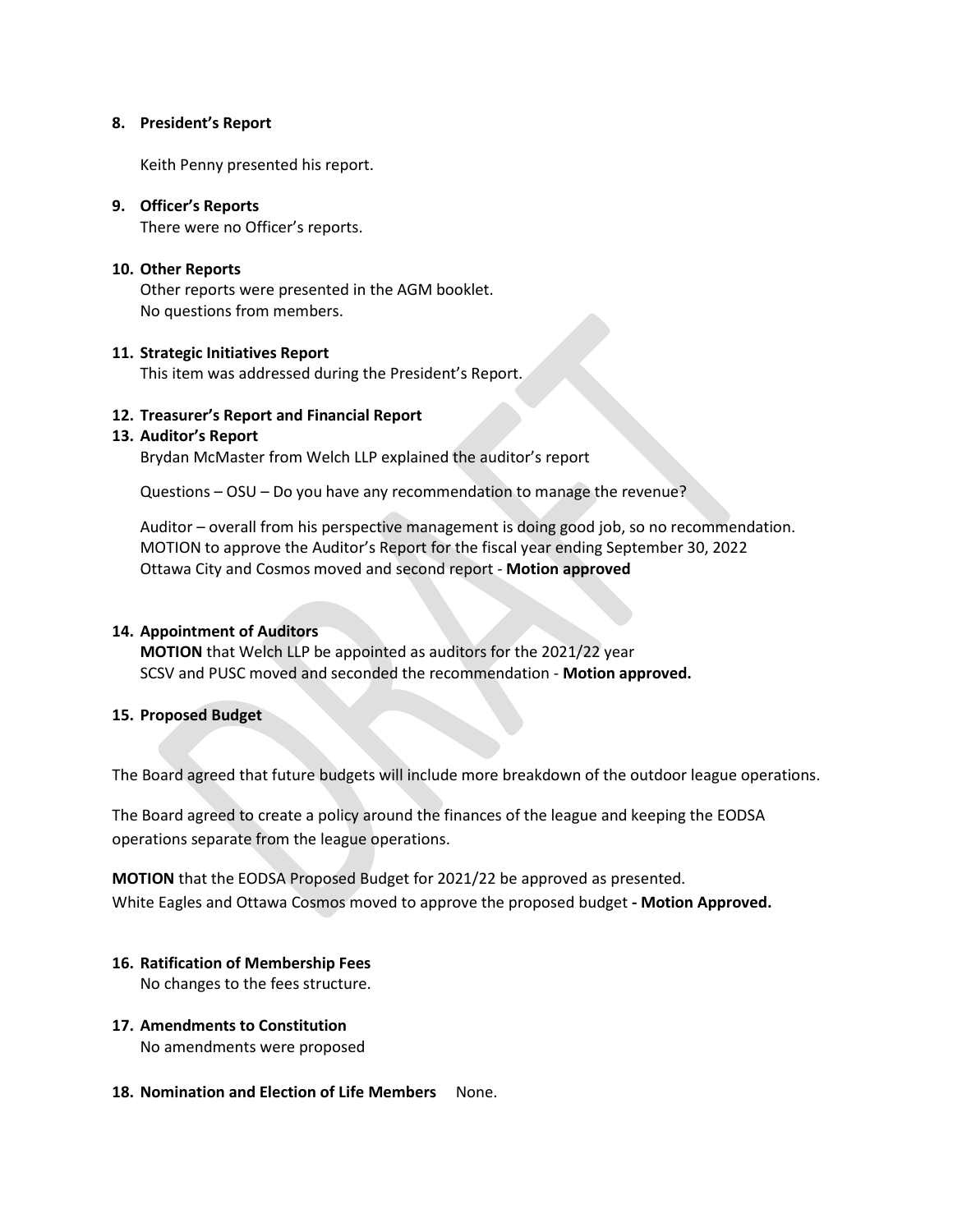**8. President's Report**

Keith Penny presented his report.

**9. Officer's Reports**

There were no Officer's reports.

**10. Other Reports**

Other reports were presented in the AGM booklet.
No questions from members.

**11. Strategic Initiatives Report**

This item was addressed during the President's Report.

**12. Treasurer's Report and Financial Report**

**13. Auditor's Report**

Brydan McMaster from Welch LLP explained the auditor's report

Questions – OSU – Do you have any recommendation to manage the revenue?

Auditor – overall from his perspective management is doing good job, so no recommendation.
MOTION to approve the Auditor's Report for the fiscal year ending September 30, 2022
Ottawa City and Cosmos moved and second report - **Motion approved**

**14. Appointment of Auditors**

**MOTION** that Welch LLP be appointed as auditors for the 2021/22 year
SCSV and PUSC moved and seconded the recommendation - **Motion approved.**

**15. Proposed Budget**

The Board agreed that future budgets will include more breakdown of the outdoor league operations.

The Board agreed to create a policy around the finances of the league and keeping the EODSA operations separate from the league operations.

**MOTION** that the EODSA Proposed Budget for 2021/22 be approved as presented.
White Eagles and Ottawa Cosmos moved to approve the proposed budget **- Motion Approved.**

**16. Ratification of Membership Fees**

No changes to the fees structure.

**17. Amendments to Constitution**

No amendments were proposed

**18. Nomination and Election of Life Members** None.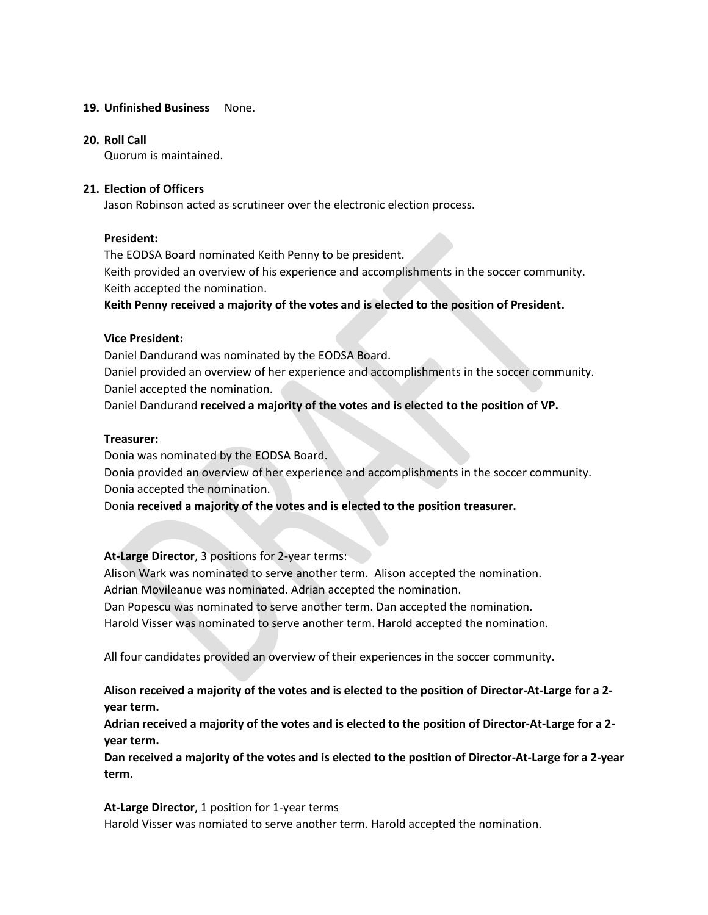**19. Unfinished Business** None.

**20. Roll Call**

Quorum is maintained.

**21. Election of Officers**

Jason Robinson acted as scrutineer over the electronic election process.

**President:**

The EODSA Board nominated Keith Penny to be president.
Keith provided an overview of his experience and accomplishments in the soccer community.
Keith accepted the nomination.
**Keith Penny received a majority of the votes and is elected to the position of President.**

**Vice President:**

Daniel Dandurand was nominated by the EODSA Board.
Daniel provided an overview of her experience and accomplishments in the soccer community.
Daniel accepted the nomination.
Daniel Dandurand **received a majority of the votes and is elected to the position of VP.**

**Treasurer:**

Donia was nominated by the EODSA Board.
Donia provided an overview of her experience and accomplishments in the soccer community.
Donia accepted the nomination.
Donia **received a majority of the votes and is elected to the position treasurer.**

**At-Large Director**, 3 positions for 2-year terms:

Alison Wark was nominated to serve another term. Alison accepted the nomination.
Adrian Movileanue was nominated. Adrian accepted the nomination.
Dan Popescu was nominated to serve another term. Dan accepted the nomination.
Harold Visser was nominated to serve another term. Harold accepted the nomination.

All four candidates provided an overview of their experiences in the soccer community.

**Alison received a majority of the votes and is elected to the position of Director-At-Large for a 2-year term.**
**Adrian received a majority of the votes and is elected to the position of Director-At-Large for a 2-year term.**
**Dan received a majority of the votes and is elected to the position of Director-At-Large for a 2-year term.**

**At-Large Director**, 1 position for 1-year terms

Harold Visser was nomiated to serve another term. Harold accepted the nomination.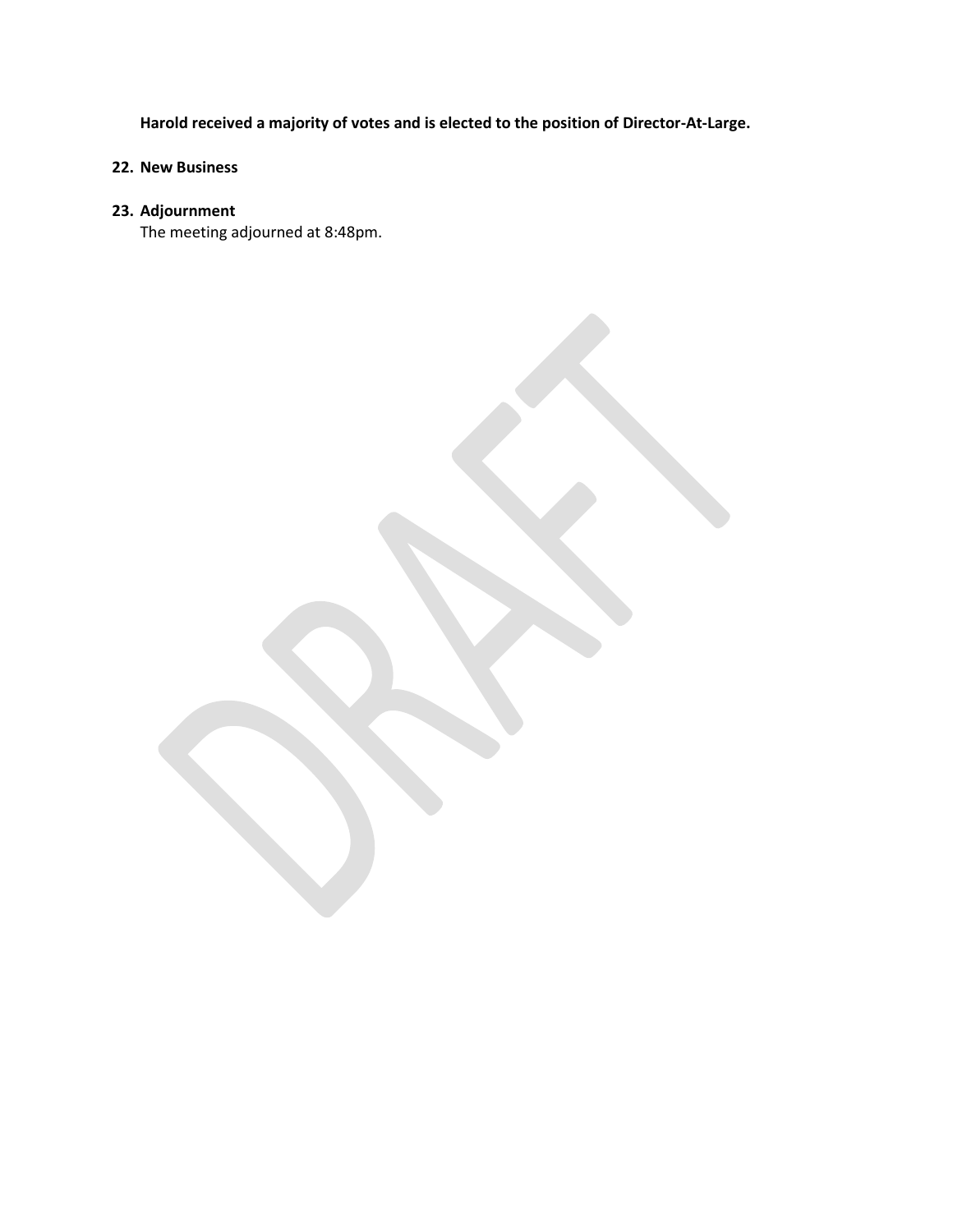**Harold received a majority of votes and is elected to the position of Director-At-Large.**

22. **New Business**

23. **Adjournment**

    The meeting adjourned at 8:48pm.